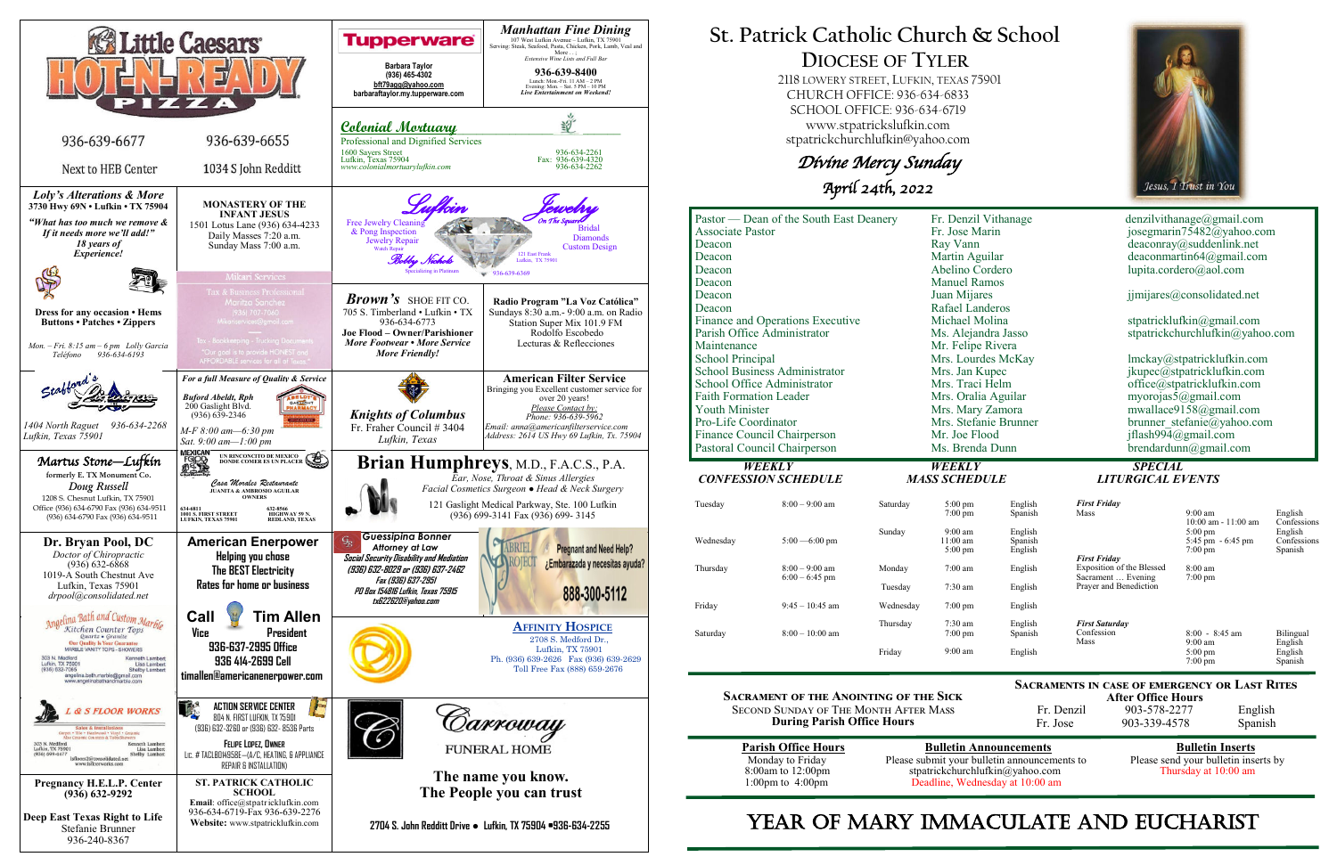# St. Patrick Catholic Church & School

## Diocese of Tyler

2118 Lowery Street, Lufkin, Texas 75901
Church Office: 936-634-6833
School Office: 936-634-6719
www.stpatrickslufkin.com
stpatrickchurchlufkin@yahoo.com

*Divine Mercy Sunday*

*April 24th, 2022*

Jesus, I Trust in You

| Position | Name | Email |
|---|---|---|
| Pastor — Dean of the South East Deanery | Fr. Denzil Vithanage | denzilvithanage@gmail.com |
| Associate Pastor | Fr. Jose Marin | josegmarin75482@yahoo.com |
| Deacon | Ray Vann | deaconray@suddenlink.net |
| Deacon | Martin Aguilar | deaconmartin64@gmail.com |
| Deacon | Abelino Cordero | lupita.cordero@aol.com |
| Deacon | Manuel Ramos | |
| Deacon | Juan Mijares | jjmijares@consolidated.net |
| Deacon | Rafael Landeros | |
| Finance and Operations Executive | Michael Molina | stpatricklufkin@gmail.com |
| Parish Office Administrator | Ms. Alejandra Jasso | stpatrickchurchlufkin@yahoo.com |
| Maintenance | Mr. Felipe Rivera | |
| School Principal | Mrs. Lourdes McKay | lmckay@stpatricklufkin.com |
| School Business Administrator | Mrs. Jan Kupec | jkupec@stpatricklufkin.com |
| School Office Administrator | Mrs. Traci Helm | office@stpatricklufkin.com |
| Faith Formation Leader | Mrs. Oralia Aguilar | myorojas5@gmail.com |
| Youth Minister | Mrs. Mary Zamora | mwallace9158@gmail.com |
| Pro-Life Coordinator | Mrs. Stefanie Brunner | brunner_stefanie@yahoo.com |
| Finance Council Chairperson | Mr. Joe Flood | jflash994@gmail.com |
| Pastoral Council Chairperson | Ms. Brenda Dunn | brendardunn@gmail.com |

### Weekly Confession Schedule

| Day | Time |
|---|---|
| Tuesday | 8:00 – 9:00 am |
| Wednesday | 5:00 —6:00 pm |
| Thursday | 8:00 – 9:00 am<br>6:00 – 6:45 pm |
| Friday | 9:45 – 10:45 am |
| Saturday | 8:00 – 10:00 am |

### Weekly Mass Schedule

| Day | Time | Language |
|---|---|---|
| Saturday | 5:00 pm<br>7:00 pm | English<br>Spanish |
| Sunday | 9:00 am<br>11:00 am<br>5:00 pm | English<br>Spanish<br>English |
| Monday | 7:00 am | English |
| Tuesday | 7:30 am | English |
| Wednesday | 7:00 pm | English |
| Thursday | 7:30 am<br>7:00 pm | English<br>Spanish |
| Friday | 9:00 am | English |

### Special Liturgical Events

| Event | Time | Language |
|---|---|---|
| *First Friday*<br>Mass | 9:00 am<br>10:00 am - 11:00 am<br>5:00 pm<br>5:45 pm - 6:45 pm<br>7:00 pm | English<br>Confessions<br>English<br>Confessions<br>Spanish |
| *First Friday*<br>Exposition of the Blessed Sacrament … Evening Prayer and Benediction | 8:00 am<br>7:00 pm | |
| *First Saturday*<br>Confession<br>Mass | 8:00 - 8:45 am<br>9:00 am<br>5:00 pm<br>7:00 pm | Bilingual<br>English<br>English<br>Spanish |

**Sacrament of the Anointing of the Sick**
Second Sunday of the Month After Mass
**During Parish Office Hours**

**Sacraments in Case of Emergency or Last Rites**
**After Office Hours**

| | | |
|---|---|---|
| Fr. Denzil | 903-578-2277 | English |
| Fr. Jose | 903-339-4578 | Spanish |

**Parish Office Hours**
Monday to Friday
8:00am to 12:00pm
1:00pm to 4:00pm

**Bulletin Announcements**
Please submit your bulletin announcements to stpatrickchurchlufkin@yahoo.com
Deadline, Wednesday at 10:00 am

**Bulletin Inserts**
Please send your bulletin inserts by Thursday at 10:00 am

# Year of Mary Immaculate and Eucharist

---

**Little Caesars HOT-N-READY Pizza**
936-639-6677 — Next to HEB Center
936-639-6655 — 1034 S John Redditt

**Tupperware**
Barbara Taylor
(936) 465-4302
bft79agg@yahoo.com
barbarataylor.my.tupperware.com

**Manhattan Fine Dining**
107 West Lufkin Avenue – Lufkin, TX 75901
Serving: Steak, Seafood, Pasta, Chicken, Pork, Lamb, Veal and More . . .
Extensive Wine Lists and Full Bar
936-639-8400
Lunch: Mon.-Fri. 11 AM – 2 PM
Evening: Mon. – Sat. 5 PM – 10 PM
Live Entertainment on Weekend!

**Colonial Mortuary**
Professional and Dignified Services
1600 Sayers Street, Lufkin, Texas 75904
www.colonialmortuarylufkin.com
936-634-2261
Fax: 936-639-4320
936-634-2262

**Loly's Alterations & More**
3730 Hwy 69N • Lufkin • TX 75904
*"What has too much we remove & If it needs more we'll add!"*
*18 years of Experience!*
Dress for any occasion • Hems
Buttons • Patches • Zippers
Mon. – Fri. 8:15 am – 6 pm Lolly Garcia
Teléfono 936-634-6193

**Monastery of the Infant Jesus**
1501 Lotus Lane (936) 634-4233
Daily Masses 7:20 a.m.
Sunday Mass 7:00 a.m.

**Mikari Services**
Tax & Business Professional
Moritza Sanchez
(936) 707-7060
Mikariservices@gmail.com
Tax - Bookkeeping - Trucking Documents
"Our goal is to provide HONEST and AFFORDABLE services for all of Texas."

**Lufkin Jewelry On The Square**
Free Jewelry Cleaning & Prong Inspection
Jewelry Repair
Watch Repair
Bridal
Diamonds
Custom Design
Bobby Nichols
Specializing in Platinum
121 East Frank, Lufkin, TX 75901
936-639-6369

**Stafford's Pharmacy**
1404 North Raguet 936-634-2268
Lufkin, Texas 75901

**Abeldt's Gaslight Pharmacy**
*For a full Measure of Quality & Service*
*Buford Abeldt, Rph*
200 Gaslight Blvd.
(936) 639-2346
*M-F 8:00 am—6:30 pm*
*Sat. 9:00 am—1:00 pm*

**Brown's Shoe Fit Co.**
705 S. Timberland • Lufkin • TX
936-634-6773
**Joe Flood – Owner/Parishioner**
***More Footwear • More Service***
***More Friendly!***

**Radio Program "La Voz Católica"**
Sundays 8:30 a.m.- 9:00 a.m. on Radio Station Super Mix 101.9 FM
Rodolfo Escobedo
Lecturas & Reflecciones

**Knights of Columbus**
Fr. Fraher Council # 3404
*Lufkin, Texas*

**American Filter Service**
Bringing you Excellent customer service for over 20 years!
*Please Contact by:*
*Phone: 936-639-5962*
*Email: anna@americanfilterservice.com*
*Address: 2614 US Hwy 69 Lufkin, Tx. 75904*

**Martus Stone—Lufkin**
formerly E. T. Monument Co.
*Doug Russell*
1208 S. Chestnut Lufkin, TX 75901
Office (936) 634-6790 Fax (936) 634-9511

**Mexican Food — Casa Morales Restaurante**
UN RINCONCITO DE MEXICO DONDE COMER ES UN PLACER
JUANITA & AMBROSIO AGUILAR OWNERS
634-6811 — 1001 S. First Street, Lufkin, Texas 75901
632-8566 — Highway 59 N., Redland, Texas

**Brian Humphreys, M.D., F.A.C.S., P.A.**
*Ear, Nose, Throat & Sinus Allergies*
*Facial Cosmetics Surgeon ● Head & Neck Surgery*
121 Gaslight Medical Parkway, Ste. 100 Lufkin
(936) 699-3141 Fax (936) 699- 3145

**Dr. Bryan Pool, DC**
*Doctor of Chiropractic*
(936) 632-6868
1019-A South Chestnut Ave
Lufkin, Texas 75901
*drpool@consolidated.net*

**American Enerpower**
Helping you chose
The BEST Electricity
Rates for home or business
**Call Tim Allen**
Vice President
936-637-2995 Office
936 414-2699 Cell
timallen@americanenerpower.com

**Guessipina Bonner**
*Attorney at Law*
*Social Security Disability and Mediation*
*(936) 632-8029 or (936) 637-2462*
*Fax (936) 637-2951*
*PO Box 154816 Lufkin, Texas 75915*
*tx62262@yahoo.com*

**Gabriel Project**
Pregnant and Need Help?
¿Embarazada y necesitas ayuda?
888-300-5112

**Angelina Bath and Custom Marble**
Kitchen Counter Tops
Quartz • Granite
Our Quality Is Your Guarantee
MARBLE VANITY TOPS - SHOWERS
303 N. Medford, Lufkin, TX 75901
(936) 632-7065
Kenneth Lambert
Lisa Lambert
Shelby Lambert
angelina.bath.marble@gmail.com
www.angelinabathandmarble.com

**Affinity Hospice**
2708 S. Medford Dr.,
Lufkin, TX 75901
Ph. (936) 639-2626 Fax (936) 639-2629
Toll Free Fax (888) 659-2676

**L & S Floor Works**
Sales & Installation
303 N. Medford, Lufkin, TX 75901
Kenneth Lambert
Lisa Lambert
Shelby Lambert
www.lsfloorworks.com

**Action Service Center**
804 N. First Lufkin, TX 75901
(936) 632-3260 or (936) 632- 8536 Parts
Felipe Lopez, Owner
Lic. # TACLB049658E—(A/C, Heating, & Appliance Repair & Installation)

**Carroway Funeral Home**
The name you know.
The People you can trust
2704 S. John Redditt Drive ● Lufkin, TX 75904 ●936-634-2255

**Pregnancy H.E.L.P. Center**
**(936) 632-9292**
**Deep East Texas Right to Life**
Stefanie Brunner
936-240-8367

**St. Patrick Catholic School**
**Email:** office@stpatricklufkin.com
936-634-6719-Fax 936-639-2276
**Website:** www.stpatricklufkin.com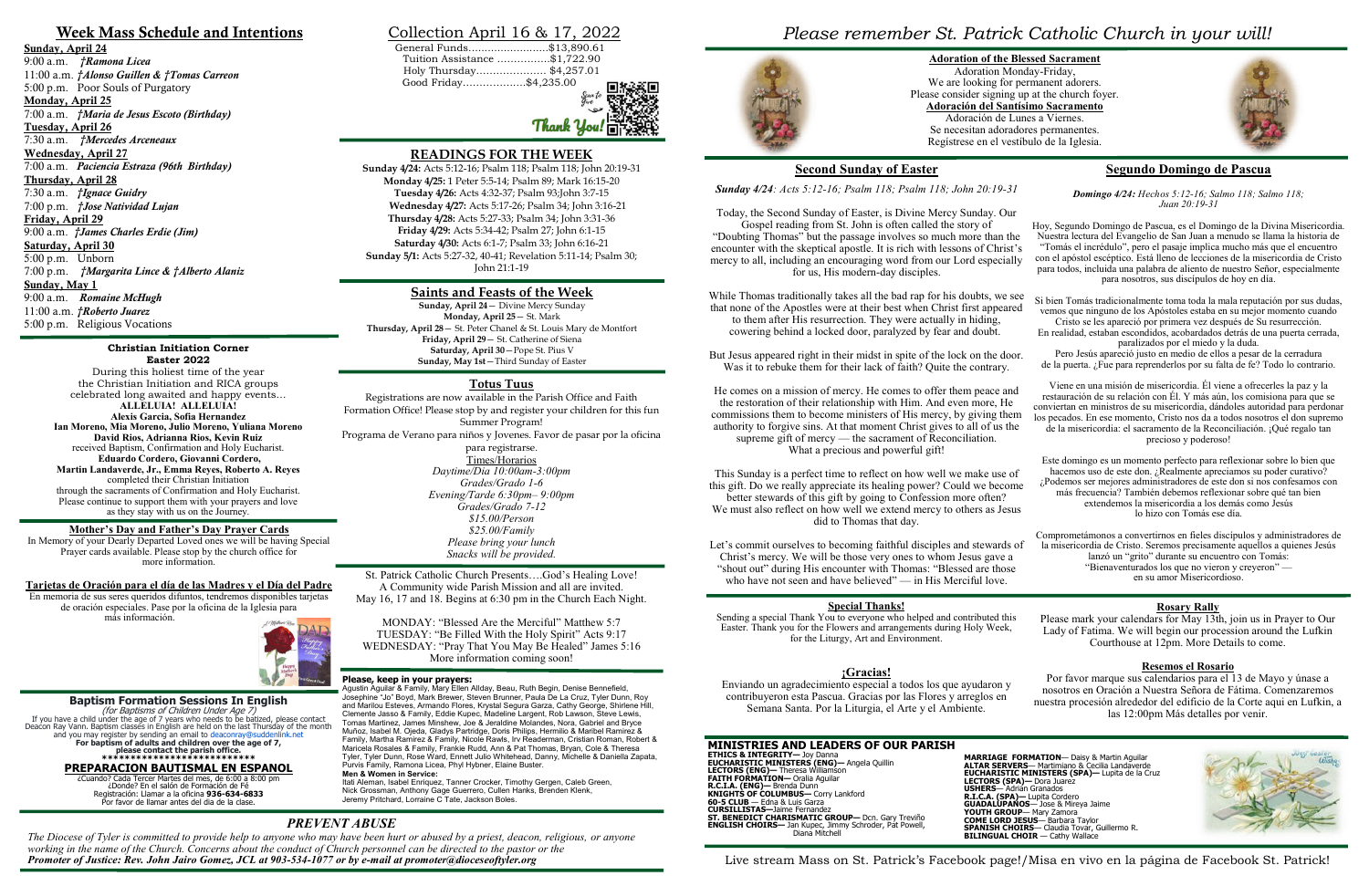## Week Mass Schedule and Intentions

**Sunday, April 24**
9:00 a.m. *†Ramona Licea*
11:00 a.m. *†Alonso Guillen & †Tomas Carreon*
5:00 p.m. Poor Souls of Purgatory

**Monday, April 25**
7:00 a.m. *†Maria de Jesus Escoto (Birthday)*

**Tuesday, April 26**
7:30 a.m. *†Mercedes Arceneaux*

**Wednesday, April 27**
7:00 a.m. *Paciencia Estraza (96th Birthday)*

**Thursday, April 28**
7:30 a.m. *†Ignace Guidry*
7:00 p.m. *†Jose Natividad Lujan*

**Friday, April 29**
9:00 a.m. *†James Charles Erdie (Jim)*

**Saturday, April 30**
5:00 p.m. Unborn
7:00 p.m. *†Margarita Lince & †Alberto Alaniz*

**Sunday, May 1**
9:00 a.m. *Romaine McHugh*
11:00 a.m. *†Roberto Juarez*
5:00 p.m. Religious Vocations

### Christian Initiation Corner
### Easter 2022

During this holiest time of the year the Christian Initiation and RICA groups celebrated long awaited and happy events…
**ALLELUIA! ALLELUIA!**
**Alexis Garcia, Sofia Hernandez**
**Ian Moreno, Mia Moreno, Julio Moreno, Yuliana Moreno**
**David Rios, Adrianna Rios, Kevin Ruiz**
received Baptism, Confirmation and Holy Eucharist.
**Eduardo Cordero, Giovanni Cordero,**
**Martin Landaverde, Jr., Emma Reyes, Roberto A. Reyes**
completed their Christian Initiation through the sacraments of Confirmation and Holy Eucharist.
Please continue to support them with your prayers and love as they stay with us on the Journey.

### Mother's Day and Father's Day Prayer Cards

In Memory of your Dearly Departed Loved ones we will be having Special Prayer cards available. Please stop by the church office for more information.

### Tarjetas de Oración para el día de las Madres y el Día del Padre

En memoria de sus seres queridos difuntos, tendremos disponibles tarjetas de oración especiales. Pase por la oficina de la Iglesia para más información.

### Baptism Formation Sessions In English

*(for Baptisms of Children Under Age 7)*
If you have a child under the age of 7 years who needs to be batized, please contact Deacon Ray Vann. Baptism classes in English are held on the last Thursday of the month and you may register by sending an email to deaconray@suddenlink.net
**For baptism of adults and children over the age of 7, please contact the parish office.**
**\*\*\*\*\*\*\*\*\*\*\*\*\*\*\*\*\*\*\*\*\*\*\*\*\*\*\*\***

### PREPARACION BAUTISMAL EN ESPANOL

¿Cuando? Cada Tercer Martes del mes, de 6:00 a 8:00 pm
¿Donde? En el salón de Formación de Fé
Registración: Llamar a la oficina **936-634-6833**
Por favor de llamar antes del dia de la clase.

## Collection April 16 & 17, 2022

General Funds.........................$13,890.61
Tuition Assistance ................$1,722.90
Holy Thursday..................... $4,257.01
Good Friday...................$4,235.00

Scan to Give
**Thank You!**

## READINGS FOR THE WEEK

**Sunday 4/24:** Acts 5:12-16; Psalm 118; Psalm 118; John 20:19-31
**Monday 4/25:** 1 Peter 5:5-14; Psalm 89; Mark 16:15-20
**Tuesday 4/26:** Acts 4:32-37; Psalm 93;John 3:7-15
**Wednesday 4/27:** Acts 5:17-26; Psalm 34; John 3:16-21
**Thursday 4/28:** Acts 5:27-33; Psalm 34; John 3:31-36
**Friday 4/29:** Acts 5:34-42; Psalm 27; John 6:1-15
**Saturday 4/30:** Acts 6:1-7; Psalm 33; John 6:16-21
**Sunday 5/1:** Acts 5:27-32, 40-41; Revelation 5:11-14; Psalm 30; John 21:1-19

## Saints and Feasts of the Week

**Sunday, April 24**— Divine Mercy Sunday
**Monday, April 25**— St. Mark
**Thursday, April 28**— St. Peter Chanel & St. Louis Mary de Montfort
**Friday, April 29**— St. Catherine of Siena
**Saturday, April 30**—Pope St. Pius V
**Sunday, May 1st**—Third Sunday of Easter

## Totus Tuus

Registrations are now available in the Parish Office and Faith Formation Office! Please stop by and register your children for this fun Summer Program!
Programa de Verano para niños y Jovenes. Favor de pasar por la oficina para registrase.

Times/Horarios
*Daytime/Dia 10:00am-3:00pm*
*Grades/Grado 1-6*
*Evening/Tarde 6:30pm– 9:00pm*
*Grades/Grado 7-12*
*$15.00/Person*
*$25.00/Family*
*Please bring your lunch*
*Snacks will be provided.*

St. Patrick Catholic Church Presents….God's Healing Love!
A Community wide Parish Mission and all are invited.
May 16, 17 and 18. Begins at 6:30 pm in the Church Each Night.

MONDAY: "Blessed Are the Merciful" Matthew 5:7
TUESDAY: "Be Filled With the Holy Spirit" Acts 9:17
WEDNESDAY: "Pray That You May Be Healed" James 5:16
More information coming soon!

**Please, keep in your prayers:**
Agustin Aguilar & Family, Mary Ellen Allday, Beau, Ruth Begin, Denise Bennefield, Josephine "Jo" Boyd, Mark Brewer, Steven Brunner, Paula De La Cruz, Tyler Dunn, Roy and Marilou Esteves, Armando Flores, Krystal Segura Garza, Cathy George, Shirlene Hill, Clemente Jasso & Family, Eddie Kupec, Madeline Largent, Rob Lawson, Steve Lewis, Tomas Martinez, James Minshew, Joe & Jeraldine Molandes, Nora, Gabriel and Bryce Muñoz, Isabel M. Ojeda, Gladys Partridge, Doris Philips, Hermilio & Maribel Ramirez & Family, Martha Ramirez & Family, Nicole Rawls, Irv Readerman, Cristian Roman, Robert & Maricela Rosales & Family, Frankie Rudd, Ann & Pat Thomas, Bryan, Cole & Theresa Tyler, Tyler Dunn, Rose Ward, Ennett Julio Whitehead, Danny, Michelle & Daniella Zapata, Purvis Family, Ramona Licea, Phyl Hyber, Elaine Buster.
**Men & Women in Service:**
Itali Aleman, Isabel Enriquez, Tanner Crocker, Timothy Gergen, Caleb Green, Nick Grossman, Anthony Gage Guerrero, Cullen Hanks, Brenden Klenk, Jeremy Pritchard, Lorraine C Tate, Jackson Boles.

### *PREVENT ABUSE*

*The Diocese of Tyler is committed to provide help to anyone who may have been hurt or abused by a priest, deacon, religious, or anyone working in the name of the Church. Concerns about the conduct of Church personnel can be directed to the pastor or the* ***Promoter of Justice: Rev. John Jairo Gomez, JCL at 903-534-1077 or by e-mail at promoter@dioceseoftyler.org***

# *Please remember St. Patrick Catholic Church in your will!*

**Adoration of the Blessed Sacrament**
Adoration Monday-Friday,
We are looking for permanent adorers.
Please consider signing up at the church foyer.
**Adoración del Santísimo Sacramento**
Adoración de Lunes a Viernes.
Se necesitan adoradores permanentes.
Regístrese en el vestíbulo de la Iglesia.

## Second Sunday of Easter

*Sunday 4/24: Acts 5:12-16; Psalm 118; Psalm 118; John 20:19-31*

Today, the Second Sunday of Easter, is Divine Mercy Sunday. Our Gospel reading from St. John is often called the story of "Doubting Thomas" but the passage involves so much more than the encounter with the skeptical apostle. It is rich with lessons of Christ's mercy to all, including an encouraging word from our Lord especially for us, His modern-day disciples.

While Thomas traditionally takes all the bad rap for his doubts, we see that none of the Apostles were at their best when Christ first appeared to them after His resurrection. They were actually in hiding, cowering behind a locked door, paralyzed by fear and doubt.

But Jesus appeared right in their midst in spite of the lock on the door. Was it to rebuke them for their lack of faith? Quite the contrary.

He comes on a mission of mercy. He comes to offer them peace and the restoration of their relationship with Him. And even more, He commissions them to become ministers of His mercy, by giving them authority to forgive sins. At that moment Christ gives to all of us the supreme gift of mercy — the sacrament of Reconciliation. What a precious and powerful gift!

This Sunday is a perfect time to reflect on how well we make use of this gift. Do we really appreciate its healing power? Could we become better stewards of this gift by going to Confession more often? We must also reflect on how well we extend mercy to others as Jesus did to Thomas that day.

Let's commit ourselves to becoming faithful disciples and stewards of Christ's mercy. We will be those very ones to whom Jesus gave a "shout out" during His encounter with Thomas: "Blessed are those who have not seen and have believed" — in His Merciful love.

## Segundo Domingo de Pascua

*Domingo 4/24: Hechos 5:12-16; Salmo 118; Salmo 118; Juan 20:19-31*

Hoy, Segundo Domingo de Pascua, es el Domingo de la Divina Misericordia. Nuestra lectura del Evangelio de San Juan a menudo se llama la historia de "Tomás el incrédulo", pero el pasaje implica mucho más que el encuentro con el apóstol escéptico. Está lleno de lecciones de la misericordia de Cristo para todos, incluida una palabra de aliento de nuestro Señor, especialmente para nosotros, sus discípulos de hoy en día.

Si bien Tomás tradicionalmente toma toda la mala reputación por sus dudas, vemos que ninguno de los Apóstoles estaba en su mejor momento cuando Cristo se les apareció por primera vez después de Su resurrección. En realidad, estaban escondidos, acobardados detrás de una puerta cerrada, paralizados por el miedo y la duda.
Pero Jesús apareció justo en medio de ellos a pesar de la cerradura de la puerta. ¿Fue para reprenderlos por su falta de fe? Todo lo contrario.

Viene en una misión de misericordia. Él viene a ofrecerles la paz y la restauración de su relación con Él. Y más aún, los comisiona para que se conviertan en ministros de su misericordia, dándoles autoridad para perdonar los pecados. En ese momento, Cristo nos da a todos nosotros el don supremo de la misericordia: el sacramento de la Reconciliación. ¡Qué regalo tan precioso y poderoso!

Este domingo es un momento perfecto para reflexionar sobre lo bien que hacemos uso de este don. ¿Realmente apreciamos su poder curativo? ¿Podemos ser mejores administradores de este don si nos confesamos con más frecuencia? También debemos reflexionar sobre qué tan bien extendemos la misericordia a los demás como Jesús lo hizo con Tomás ese día.

Comprometámonos a convertirnos en fieles discípulos y administradores de la misericordia de Cristo. Seremos precisamente aquellos a quienes Jesús lanzó un "grito" durante su encuentro con Tomás: "Bienaventurados los que no vieron y creyeron" — en su amor Misericordioso.

### Special Thanks!

Sending a special Thank You to everyone who helped and contributed this Easter. Thank you for the Flowers and arrangements during Holy Week, for the Liturgy, Art and Environment.

### ¡Gracias!

Enviando un agradecimiento especial a todos los que ayudaron y contribuyeron esta Pascua. Gracias por las Flores y arreglos en Semana Santa. Por la Liturgia, el Arte y el Ambiente.

### Rosary Rally

Please mark your calendars for May 13th, join us in Prayer to Our Lady of Fatima. We will begin our procession around the Lufkin Courthouse at 12pm. More Details to come.

### Resemos el Rosario

Por favor marque sus calendarios para el 13 de Mayo y únase a nosotros en Oración a Nuestra Señora de Fátima. Comenzaremos nuestra procesión alrededor del edificio de la Corte aqui en Lufkin, a las 12:00pm Más detalles por venir.

### MINISTRIES AND LEADERS OF OUR PARISH

**ETHICS & INTEGRITY—** Joy Danna
**EUCHARISTIC MINISTERS (ENG)—** Angela Quillin
**LECTORS (ENG)—** Theresa Williamson
**FAITH FORMATION—** Oralia Aguilar
**R.C.I.A. (ENG)—** Brenda Dunn
**KNIGHTS OF COLUMBUS—** Corry Lankford
**60-5 CLUB** — Edna & Luis Garza
**CURSILLISTAS—**Jaime Fernandez
**ST. BENEDICT CHARISMATIC GROUP—** Dcn. Gary Treviño
**ENGLISH CHOIRS—** Jan Kupec, Jimmy Schroder, Pat Powell, Diana Mitchell
**MARRIAGE FORMATION**— Daisy & Martin Aguilar
**ALTAR SERVERS**— Martimiano & Cecilia Landaverde
**EUCHARISTIC MINISTERS (SPA)—** Lupita de la Cruz
**LECTORS (SPA)—** Dora Juarez
**USHERS**— Adrian Granados
**R.I.C.A. (SPA)—** Lupita Cordero
**GUADALUPANOS**— Jose & Mireya Jaime
**YOUTH GROUP**— Mary Zamora
**COME LORD JESUS**— Barbara Taylor
**SPANISH CHOIRS**— Claudia Tovar, Guillermo R.
**BILINGUAL CHOIR** — Cathy Wallace

Live stream Mass on St. Patrick's Facebook page!/Misa en vivo en la página de Facebook St. Patrick!